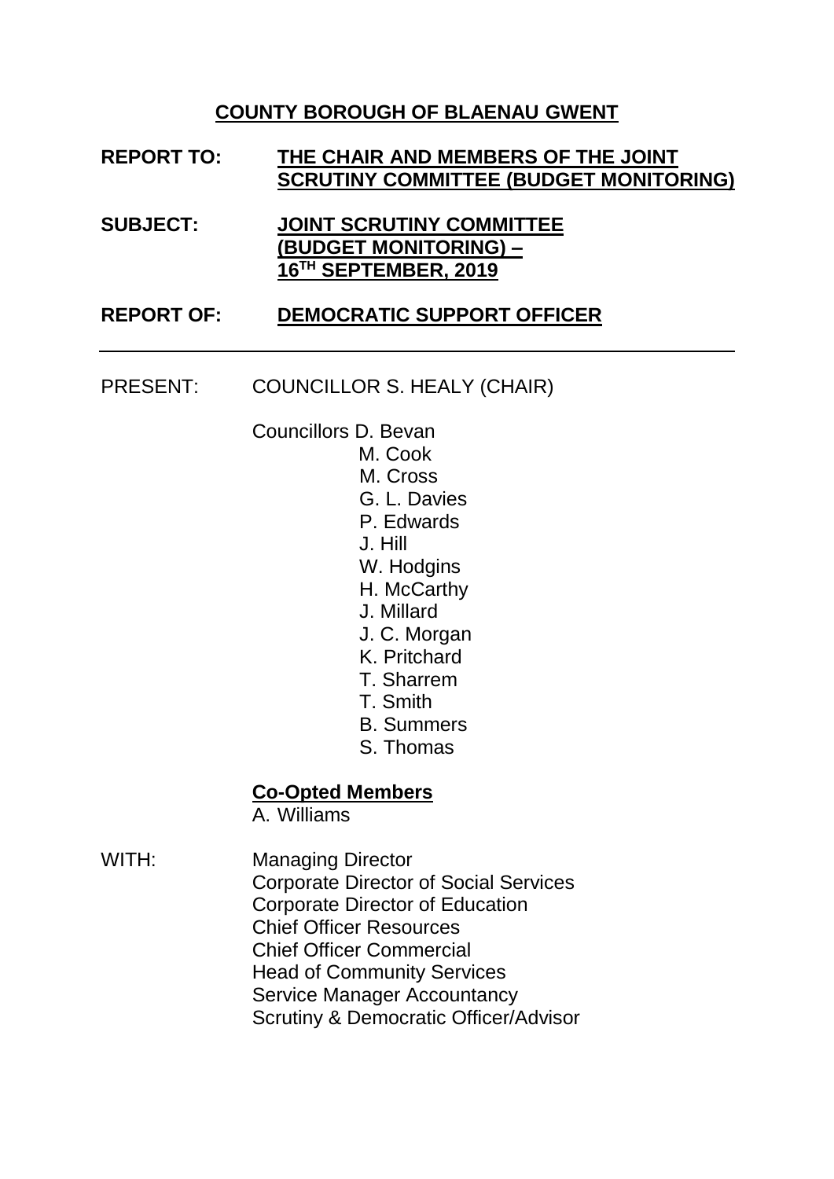## COUNTY BOROUGH OF BLAENAU GWENT

**REPORT TO:** **THE CHAIR AND MEMBERS OF THE JOINT SCRUTINY COMMITTEE (BUDGET MONITORING)**

**SUBJECT:** **JOINT SCRUTINY COMMITTEE (BUDGET MONITORING) – 16TH SEPTEMBER, 2019**

**REPORT OF:** **DEMOCRATIC SUPPORT OFFICER**

---

PRESENT: COUNCILLOR S. HEALY (CHAIR)

Councillors D. Bevan
M. Cook
M. Cross
G. L. Davies
P. Edwards
J. Hill
W. Hodgins
H. McCarthy
J. Millard
J. C. Morgan
K. Pritchard
T. Sharrem
T. Smith
B. Summers
S. Thomas

**Co-Opted Members**
A. Williams

WITH: Managing Director
Corporate Director of Social Services
Corporate Director of Education
Chief Officer Resources
Chief Officer Commercial
Head of Community Services
Service Manager Accountancy
Scrutiny & Democratic Officer/Advisor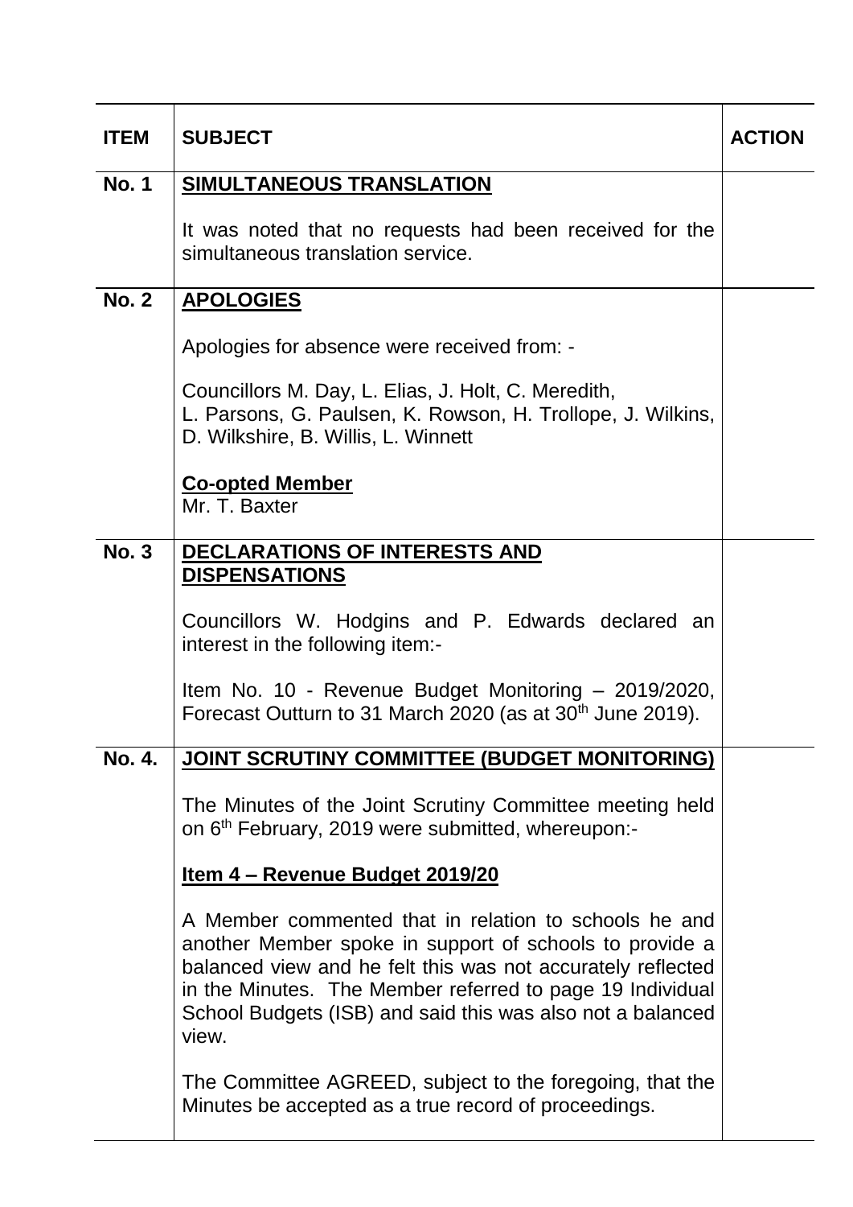| ITEM | SUBJECT | ACTION |
|---|---|---|
| No. 1 | **SIMULTANEOUS TRANSLATION**<br><br>It was noted that no requests had been received for the simultaneous translation service. | |
| No. 2 | **APOLOGIES**<br><br>Apologies for absence were received from: -<br><br>Councillors M. Day, L. Elias, J. Holt, C. Meredith, L. Parsons, G. Paulsen, K. Rowson, H. Trollope, J. Wilkins, D. Wilkshire, B. Willis, L. Winnett<br><br>**Co-opted Member**<br>Mr. T. Baxter | |
| No. 3 | **DECLARATIONS OF INTERESTS AND DISPENSATIONS**<br><br>Councillors W. Hodgins and P. Edwards declared an interest in the following item:-<br><br>Item No. 10 - Revenue Budget Monitoring – 2019/2020, Forecast Outturn to 31 March 2020 (as at 30th June 2019). | |
| No. 4. | **JOINT SCRUTINY COMMITTEE (BUDGET MONITORING)**<br><br>The Minutes of the Joint Scrutiny Committee meeting held on 6th February, 2019 were submitted, whereupon:-<br><br>**Item 4 – Revenue Budget 2019/20**<br><br>A Member commented that in relation to schools he and another Member spoke in support of schools to provide a balanced view and he felt this was not accurately reflected in the Minutes. The Member referred to page 19 Individual School Budgets (ISB) and said this was also not a balanced view.<br><br>The Committee AGREED, subject to the foregoing, that the Minutes be accepted as a true record of proceedings. | |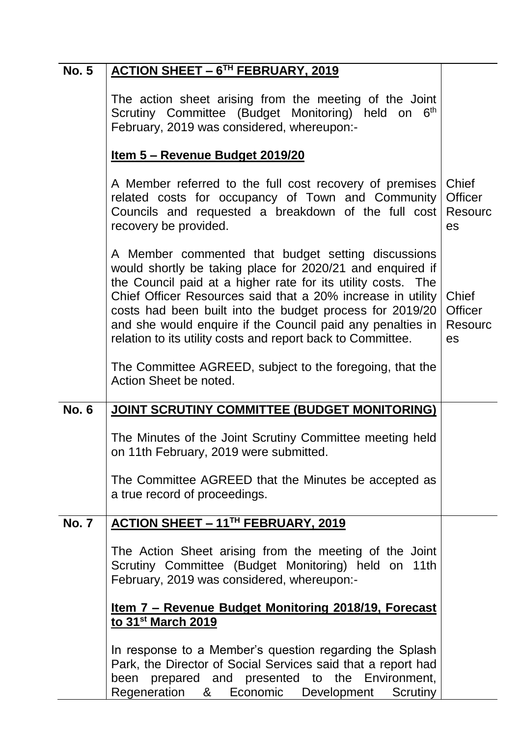| | | |
|---|---|---|
| **No. 5** | **<u>ACTION SHEET – 6TH FEBRUARY, 2019</u>**<br><br>The action sheet arising from the meeting of the Joint Scrutiny Committee (Budget Monitoring) held on 6th February, 2019 was considered, whereupon:-<br><br>**<u>Item 5 – Revenue Budget 2019/20</u>**<br><br>A Member referred to the full cost recovery of premises related costs for occupancy of Town and Community Councils and requested a breakdown of the full cost recovery be provided.<br><br>A Member commented that budget setting discussions would shortly be taking place for 2020/21 and enquired if the Council paid at a higher rate for its utility costs. The Chief Officer Resources said that a 20% increase in utility costs had been built into the budget process for 2019/20 and she would enquire if the Council paid any penalties in relation to its utility costs and report back to Committee.<br><br>The Committee AGREED, subject to the foregoing, that the Action Sheet be noted. | <br><br><br><br><br><br>Chief Officer Resources<br><br><br><br><br>Chief Officer Resources |
| **No. 6** | **<u>JOINT SCRUTINY COMMITTEE (BUDGET MONITORING)</u>**<br><br>The Minutes of the Joint Scrutiny Committee meeting held on 11th February, 2019 were submitted.<br><br>The Committee AGREED that the Minutes be accepted as a true record of proceedings. | |
| **No. 7** | **<u>ACTION SHEET – 11TH FEBRUARY, 2019</u>**<br><br>The Action Sheet arising from the meeting of the Joint Scrutiny Committee (Budget Monitoring) held on 11th February, 2019 was considered, whereupon:-<br><br>**<u>Item 7 – Revenue Budget Monitoring 2018/19, Forecast to 31st March 2019</u>**<br><br>In response to a Member's question regarding the Splash Park, the Director of Social Services said that a report had been prepared and presented to the Environment, Regeneration & Economic Development Scrutiny | |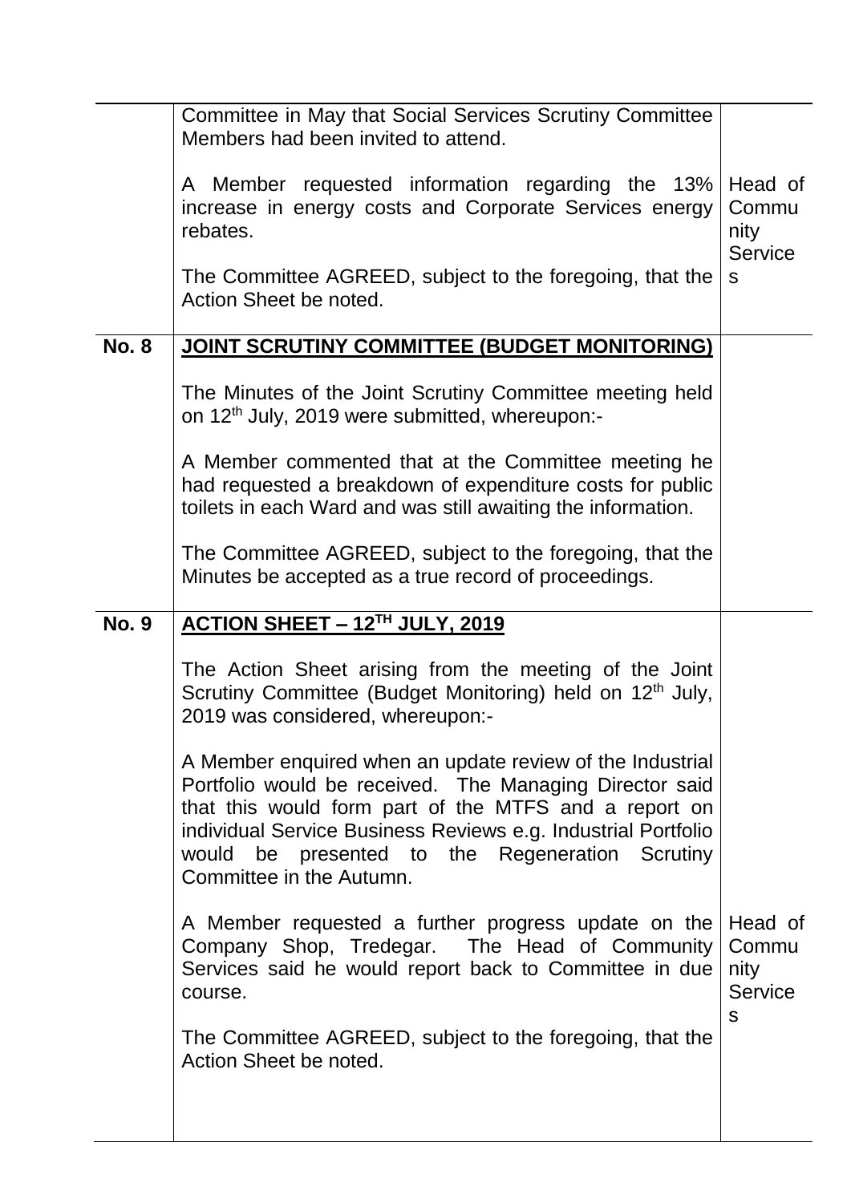| | | |
|---|---|---|
| | Committee in May that Social Services Scrutiny Committee Members had been invited to attend.<br><br>A Member requested information regarding the 13% increase in energy costs and Corporate Services energy rebates.<br><br>The Committee AGREED, subject to the foregoing, that the Action Sheet be noted. | Head of Community Services |
| **No. 8** | **<u>JOINT SCRUTINY COMMITTEE (BUDGET MONITORING)</u>**<br><br>The Minutes of the Joint Scrutiny Committee meeting held on 12th July, 2019 were submitted, whereupon:-<br><br>A Member commented that at the Committee meeting he had requested a breakdown of expenditure costs for public toilets in each Ward and was still awaiting the information.<br><br>The Committee AGREED, subject to the foregoing, that the Minutes be accepted as a true record of proceedings. | |
| **No. 9** | **<u>ACTION SHEET – 12TH JULY, 2019</u>**<br><br>The Action Sheet arising from the meeting of the Joint Scrutiny Committee (Budget Monitoring) held on 12th July, 2019 was considered, whereupon:-<br><br>A Member enquired when an update review of the Industrial Portfolio would be received. The Managing Director said that this would form part of the MTFS and a report on individual Service Business Reviews e.g. Industrial Portfolio would be presented to the Regeneration Scrutiny Committee in the Autumn.<br><br>A Member requested a further progress update on the Company Shop, Tredegar. The Head of Community Services said he would report back to Committee in due course.<br><br>The Committee AGREED, subject to the foregoing, that the Action Sheet be noted. | Head of Community Services |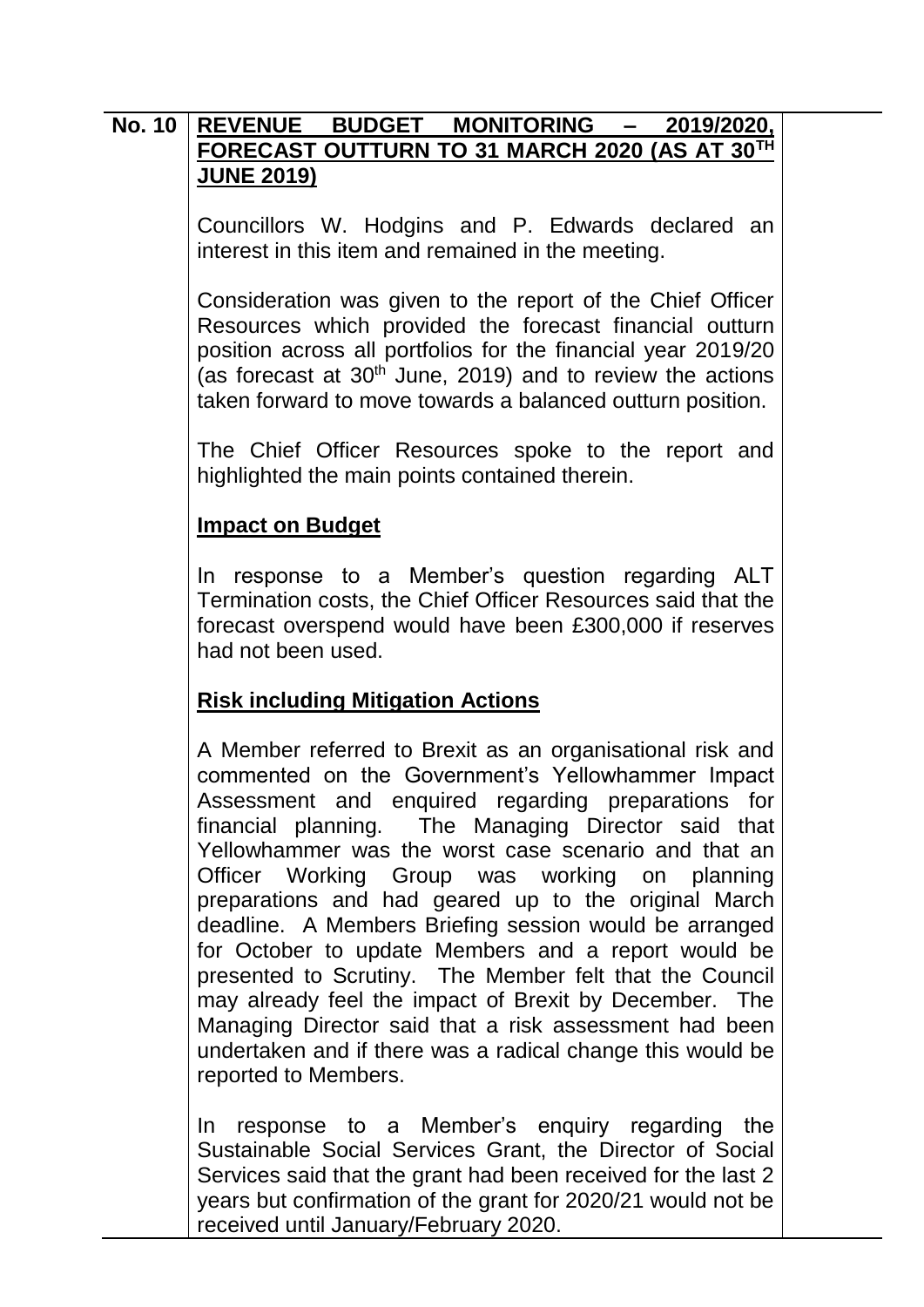**No. 10** **REVENUE BUDGET MONITORING – 2019/2020, FORECAST OUTTURN TO 31 MARCH 2020 (AS AT 30TH JUNE 2019)**

Councillors W. Hodgins and P. Edwards declared an interest in this item and remained in the meeting.

Consideration was given to the report of the Chief Officer Resources which provided the forecast financial outturn position across all portfolios for the financial year 2019/20 (as forecast at 30th June, 2019) and to review the actions taken forward to move towards a balanced outturn position.

The Chief Officer Resources spoke to the report and highlighted the main points contained therein.

**Impact on Budget**

In response to a Member's question regarding ALT Termination costs, the Chief Officer Resources said that the forecast overspend would have been £300,000 if reserves had not been used.

**Risk including Mitigation Actions**

A Member referred to Brexit as an organisational risk and commented on the Government's Yellowhammer Impact Assessment and enquired regarding preparations for financial planning. The Managing Director said that Yellowhammer was the worst case scenario and that an Officer Working Group was working on planning preparations and had geared up to the original March deadline. A Members Briefing session would be arranged for October to update Members and a report would be presented to Scrutiny. The Member felt that the Council may already feel the impact of Brexit by December. The Managing Director said that a risk assessment had been undertaken and if there was a radical change this would be reported to Members.

In response to a Member's enquiry regarding the Sustainable Social Services Grant, the Director of Social Services said that the grant had been received for the last 2 years but confirmation of the grant for 2020/21 would not be received until January/February 2020.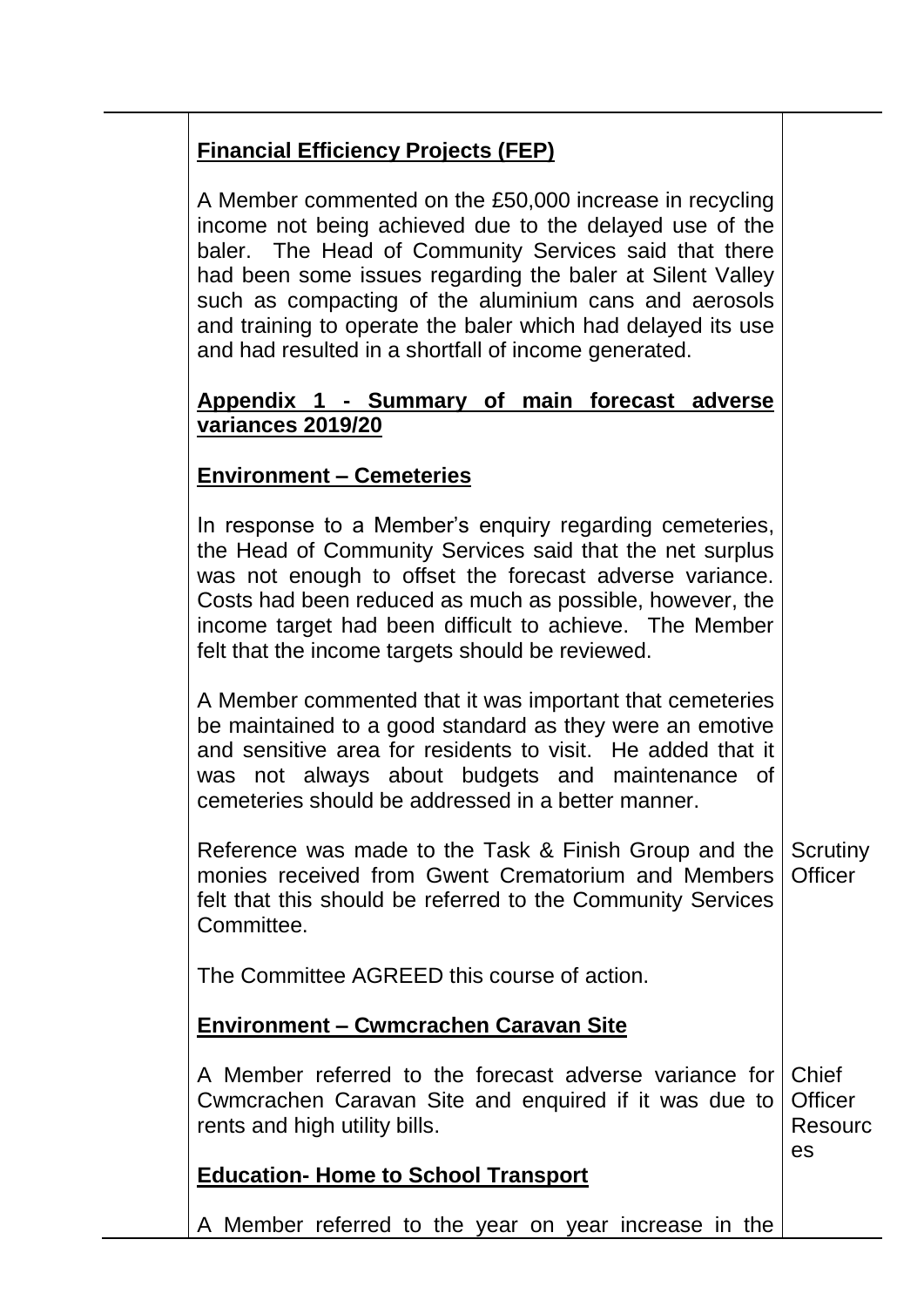| | | |
|---|---|---|
| | **Financial Efficiency Projects (FEP)** | |
| | A Member commented on the £50,000 increase in recycling income not being achieved due to the delayed use of the baler. The Head of Community Services said that there had been some issues regarding the baler at Silent Valley such as compacting of the aluminium cans and aerosols and training to operate the baler which had delayed its use and had resulted in a shortfall of income generated. | |
| | **Appendix 1 - Summary of main forecast adverse variances 2019/20** | |
| | **Environment – Cemeteries** | |
| | In response to a Member's enquiry regarding cemeteries, the Head of Community Services said that the net surplus was not enough to offset the forecast adverse variance. Costs had been reduced as much as possible, however, the income target had been difficult to achieve. The Member felt that the income targets should be reviewed. | |
| | A Member commented that it was important that cemeteries be maintained to a good standard as they were an emotive and sensitive area for residents to visit. He added that it was not always about budgets and maintenance of cemeteries should be addressed in a better manner. | |
| | Reference was made to the Task & Finish Group and the monies received from Gwent Crematorium and Members felt that this should be referred to the Community Services Committee. | Scrutiny Officer |
| | The Committee AGREED this course of action. | |
| | **Environment – Cwmcrachen Caravan Site** | |
| | A Member referred to the forecast adverse variance for Cwmcrachen Caravan Site and enquired if it was due to rents and high utility bills. | Chief Officer Resources |
| | **Education- Home to School Transport** | |
| | A Member referred to the year on year increase in the | |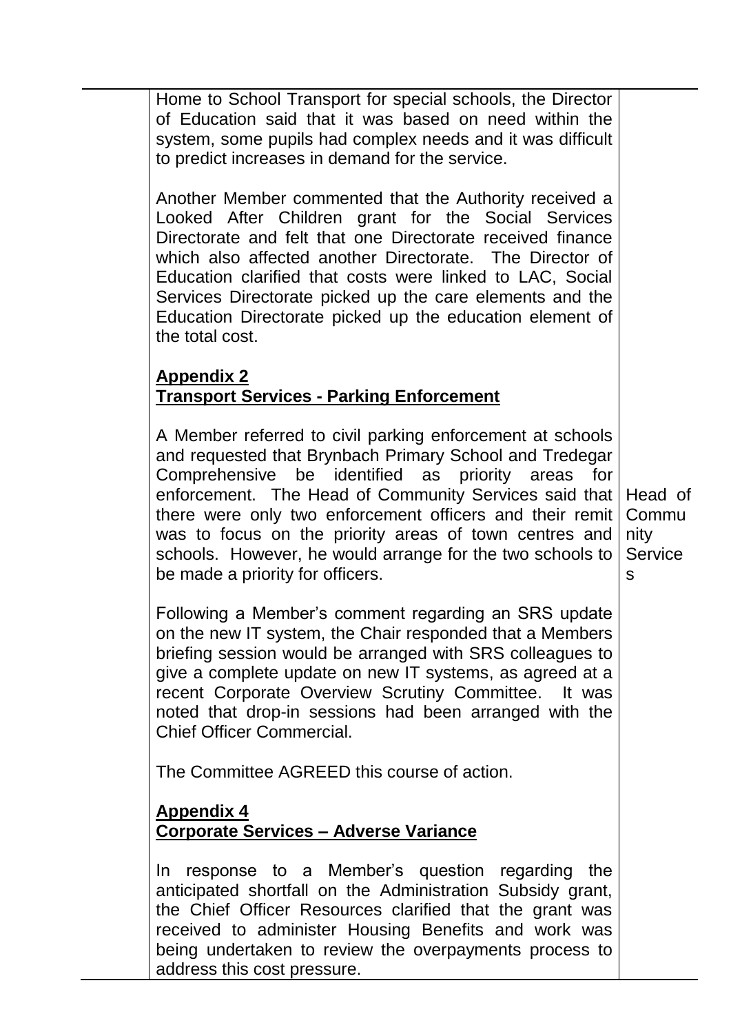| | | |
|---|---|---|
| | Home to School Transport for special schools, the Director of Education said that it was based on need within the system, some pupils had complex needs and it was difficult to predict increases in demand for the service.<br><br>Another Member commented that the Authority received a Looked After Children grant for the Social Services Directorate and felt that one Directorate received finance which also affected another Directorate. The Director of Education clarified that costs were linked to LAC, Social Services Directorate picked up the care elements and the Education Directorate picked up the education element of the total cost. | |
| | **<u>Appendix 2</u>**<br>**<u>Transport Services - Parking Enforcement</u>** | |
| | A Member referred to civil parking enforcement at schools and requested that Brynbach Primary School and Tredegar Comprehensive be identified as priority areas for enforcement. The Head of Community Services said that there were only two enforcement officers and their remit was to focus on the priority areas of town centres and schools. However, he would arrange for the two schools to be made a priority for officers. | Head of Community Services |
| | Following a Member's comment regarding an SRS update on the new IT system, the Chair responded that a Members briefing session would be arranged with SRS colleagues to give a complete update on new IT systems, as agreed at a recent Corporate Overview Scrutiny Committee. It was noted that drop-in sessions had been arranged with the Chief Officer Commercial.<br><br>The Committee AGREED this course of action. | |
| | **<u>Appendix 4</u>**<br>**<u>Corporate Services – Adverse Variance</u>** | |
| | In response to a Member's question regarding the anticipated shortfall on the Administration Subsidy grant, the Chief Officer Resources clarified that the grant was received to administer Housing Benefits and work was being undertaken to review the overpayments process to address this cost pressure. | |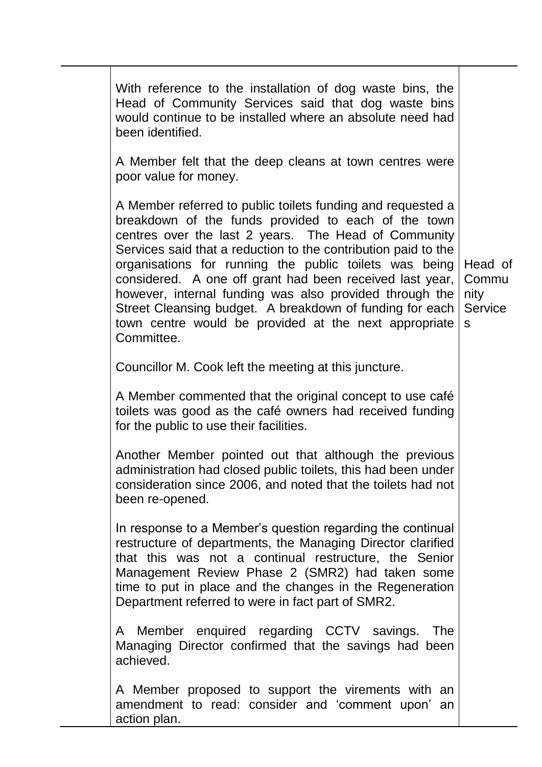|  |  |  |
|---|---|---|
|  | With reference to the installation of dog waste bins, the Head of Community Services said that dog waste bins would continue to be installed where an absolute need had been identified. |  |
|  | A Member felt that the deep cleans at town centres were poor value for money. |  |
|  | A Member referred to public toilets funding and requested a breakdown of the funds provided to each of the town centres over the last 2 years. The Head of Community Services said that a reduction to the contribution paid to the organisations for running the public toilets was being considered. A one off grant had been received last year, however, internal funding was also provided through the Street Cleansing budget. A breakdown of funding for each town centre would be provided at the next appropriate Committee. | Head of Community Services |
|  | Councillor M. Cook left the meeting at this juncture. |  |
|  | A Member commented that the original concept to use café toilets was good as the café owners had received funding for the public to use their facilities. |  |
|  | Another Member pointed out that although the previous administration had closed public toilets, this had been under consideration since 2006, and noted that the toilets had not been re-opened. |  |
|  | In response to a Member's question regarding the continual restructure of departments, the Managing Director clarified that this was not a continual restructure, the Senior Management Review Phase 2 (SMR2) had taken some time to put in place and the changes in the Regeneration Department referred to were in fact part of SMR2. |  |
|  | A Member enquired regarding CCTV savings. The Managing Director confirmed that the savings had been achieved. |  |
|  | A Member proposed to support the virements with an amendment to read: consider and 'comment upon' an action plan. |  |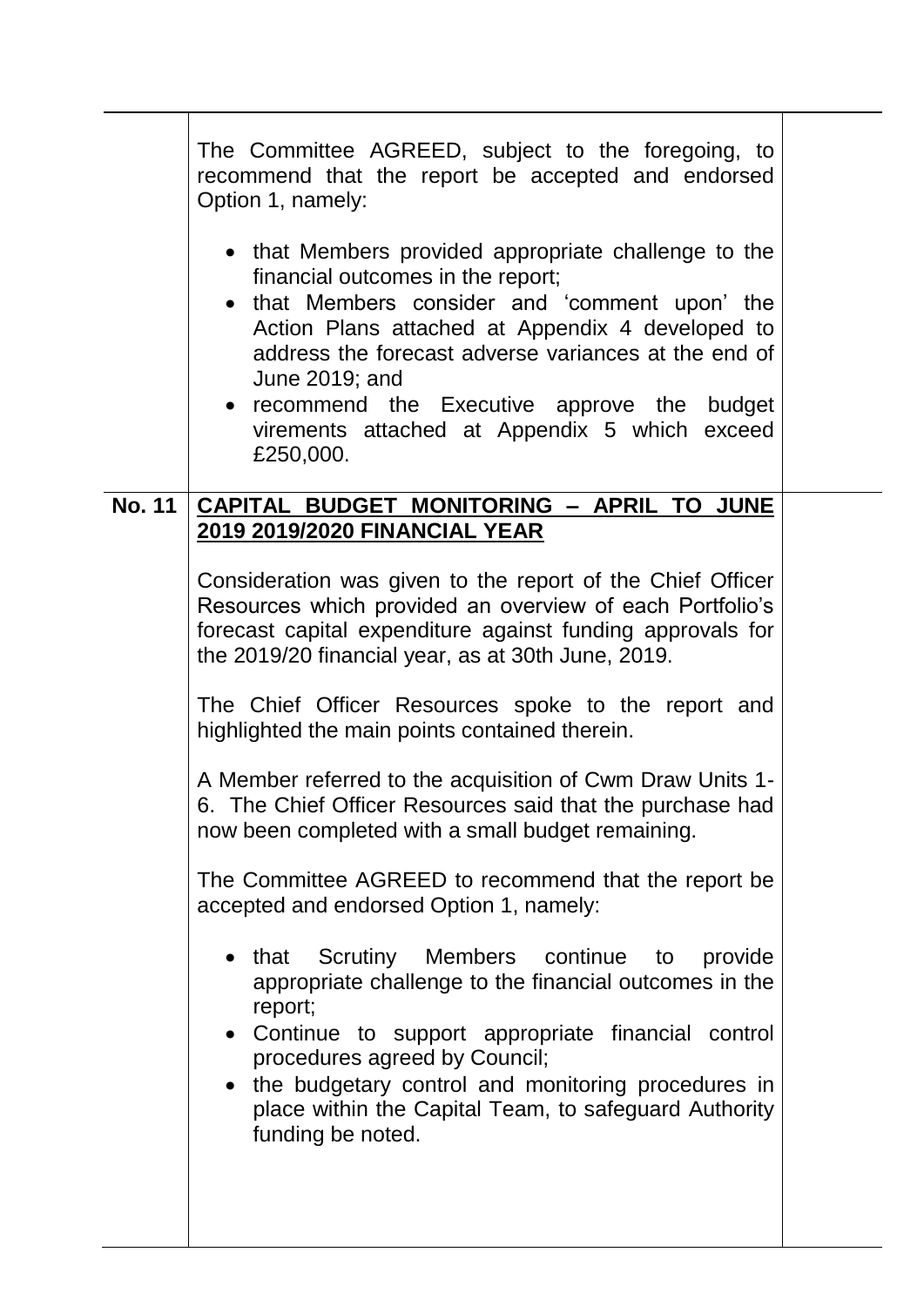The Committee AGREED, subject to the foregoing, to recommend that the report be accepted and endorsed Option 1, namely:

- that Members provided appropriate challenge to the financial outcomes in the report;
- that Members consider and 'comment upon' the Action Plans attached at Appendix 4 developed to address the forecast adverse variances at the end of June 2019; and
- recommend the Executive approve the budget virements attached at Appendix 5 which exceed £250,000.

**No. 11** **CAPITAL BUDGET MONITORING – APRIL TO JUNE 2019 2019/2020 FINANCIAL YEAR**

Consideration was given to the report of the Chief Officer Resources which provided an overview of each Portfolio's forecast capital expenditure against funding approvals for the 2019/20 financial year, as at 30th June, 2019.

The Chief Officer Resources spoke to the report and highlighted the main points contained therein.

A Member referred to the acquisition of Cwm Draw Units 1-6. The Chief Officer Resources said that the purchase had now been completed with a small budget remaining.

The Committee AGREED to recommend that the report be accepted and endorsed Option 1, namely:

- that Scrutiny Members continue to provide appropriate challenge to the financial outcomes in the report;
- Continue to support appropriate financial control procedures agreed by Council;
- the budgetary control and monitoring procedures in place within the Capital Team, to safeguard Authority funding be noted.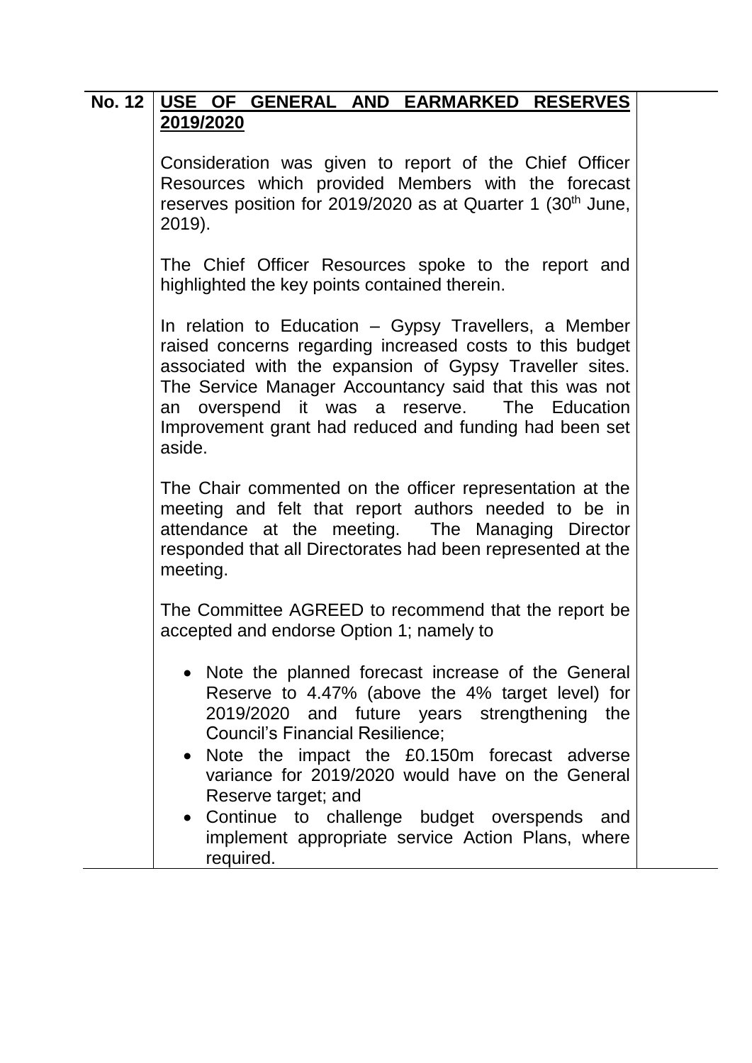**No. 12 USE OF GENERAL AND EARMARKED RESERVES 2019/2020**

Consideration was given to report of the Chief Officer Resources which provided Members with the forecast reserves position for 2019/2020 as at Quarter 1 (30th June, 2019).

The Chief Officer Resources spoke to the report and highlighted the key points contained therein.

In relation to Education – Gypsy Travellers, a Member raised concerns regarding increased costs to this budget associated with the expansion of Gypsy Traveller sites. The Service Manager Accountancy said that this was not an overspend it was a reserve. The Education Improvement grant had reduced and funding had been set aside.

The Chair commented on the officer representation at the meeting and felt that report authors needed to be in attendance at the meeting. The Managing Director responded that all Directorates had been represented at the meeting.

The Committee AGREED to recommend that the report be accepted and endorse Option 1; namely to

- Note the planned forecast increase of the General Reserve to 4.47% (above the 4% target level) for 2019/2020 and future years strengthening the Council's Financial Resilience;
- Note the impact the £0.150m forecast adverse variance for 2019/2020 would have on the General Reserve target; and
- Continue to challenge budget overspends and implement appropriate service Action Plans, where required.